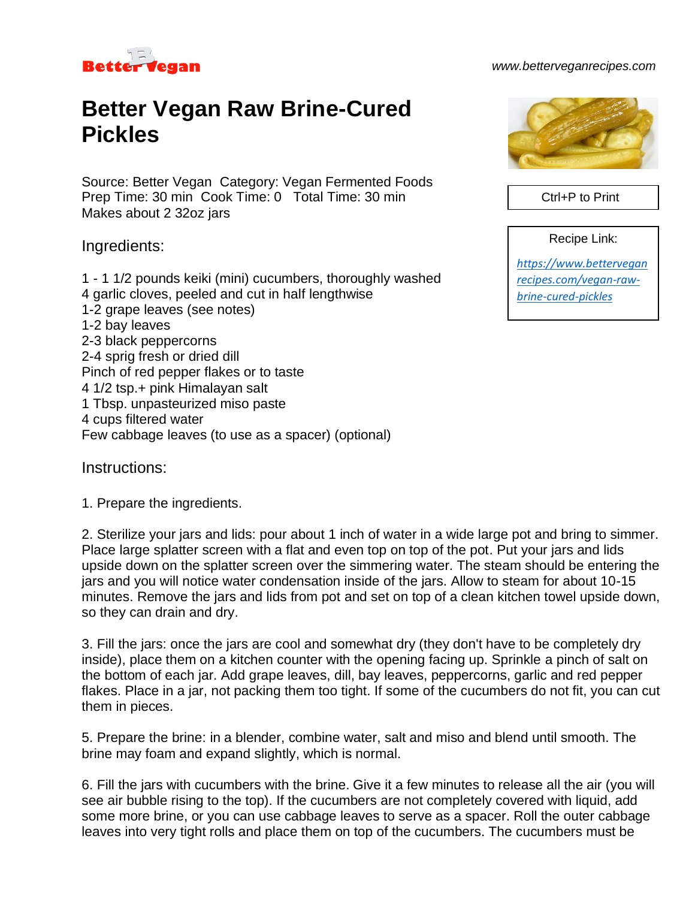# Better Vegan Raw Brine-Cured Pickles

Source: Better Vegan  Category: Vegan Fermented Foods
Prep Time: 30 min  Cook Time: 0  Total Time: 30 min
Makes about 2 32oz jars

Ctrl+P to Print

Recipe Link:
https://www.bettervegan recipes.com/vegan-raw-brine-cured-pickles

## Ingredients:

1 - 1 1/2 pounds keiki (mini) cucumbers, thoroughly washed
4 garlic cloves, peeled and cut in half lengthwise
1-2 grape leaves (see notes)
1-2 bay leaves
2-3 black peppercorns
2-4 sprig fresh or dried dill
Pinch of red pepper flakes or to taste
4 1/2 tsp.+ pink Himalayan salt
1 Tbsp. unpasteurized miso paste
4 cups filtered water
Few cabbage leaves (to use as a spacer) (optional)

## Instructions:

1. Prepare the ingredients.

2. Sterilize your jars and lids: pour about 1 inch of water in a wide large pot and bring to simmer. Place large splatter screen with a flat and even top on top of the pot. Put your jars and lids upside down on the splatter screen over the simmering water. The steam should be entering the jars and you will notice water condensation inside of the jars. Allow to steam for about 10-15 minutes. Remove the jars and lids from pot and set on top of a clean kitchen towel upside down, so they can drain and dry.

3. Fill the jars: once the jars are cool and somewhat dry (they don't have to be completely dry inside), place them on a kitchen counter with the opening facing up. Sprinkle a pinch of salt on the bottom of each jar. Add grape leaves, dill, bay leaves, peppercorns, garlic and red pepper flakes. Place in a jar, not packing them too tight. If some of the cucumbers do not fit, you can cut them in pieces.

5. Prepare the brine: in a blender, combine water, salt and miso and blend until smooth. The brine may foam and expand slightly, which is normal.

6. Fill the jars with cucumbers with the brine. Give it a few minutes to release all the air (you will see air bubble rising to the top). If the cucumbers are not completely covered with liquid, add some more brine, or you can use cabbage leaves to serve as a spacer. Roll the outer cabbage leaves into very tight rolls and place them on top of the cucumbers. The cucumbers must be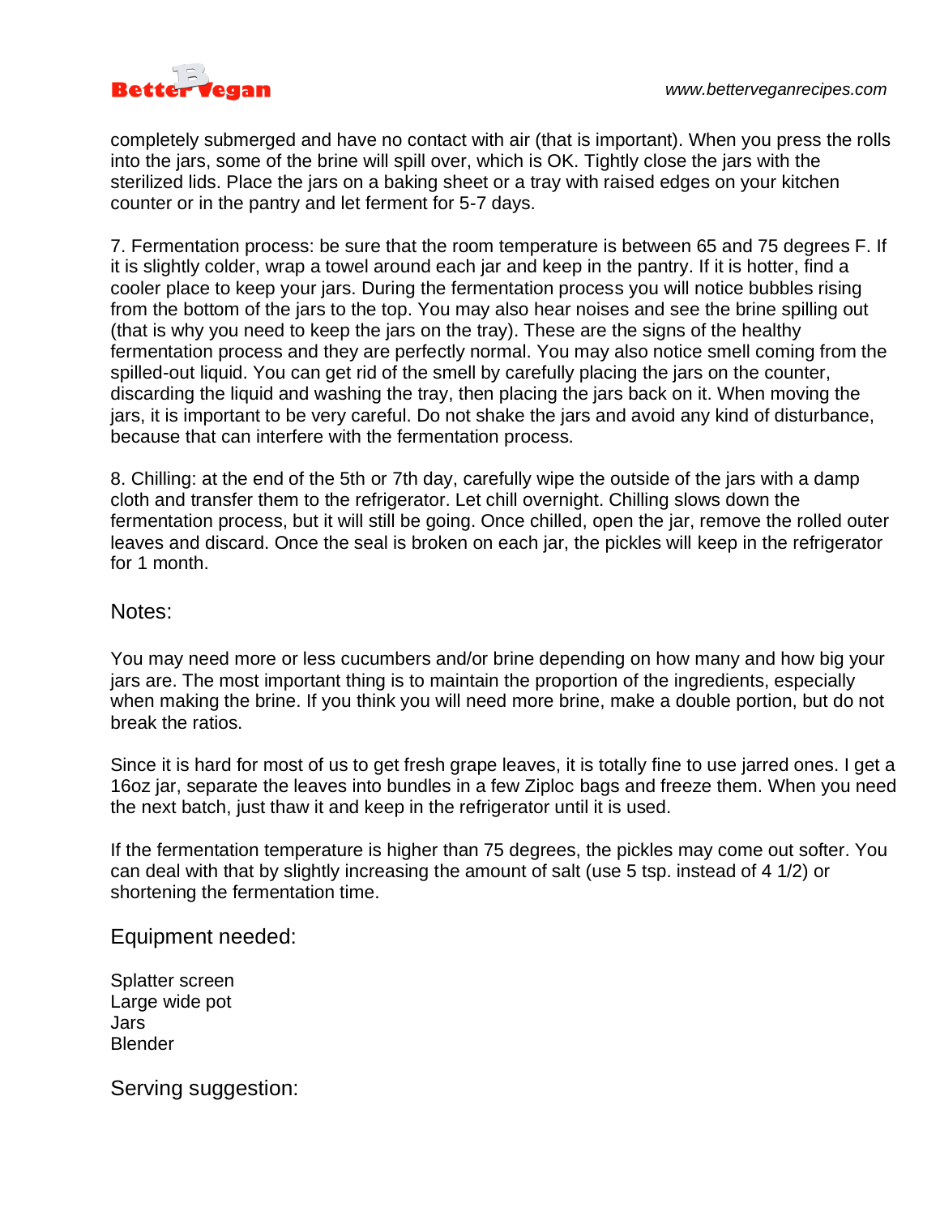completely submerged and have no contact with air (that is important). When you press the rolls into the jars, some of the brine will spill over, which is OK. Tightly close the jars with the sterilized lids. Place the jars on a baking sheet or a tray with raised edges on your kitchen counter or in the pantry and let ferment for 5-7 days.

7. Fermentation process: be sure that the room temperature is between 65 and 75 degrees F. If it is slightly colder, wrap a towel around each jar and keep in the pantry. If it is hotter, find a cooler place to keep your jars. During the fermentation process you will notice bubbles rising from the bottom of the jars to the top. You may also hear noises and see the brine spilling out (that is why you need to keep the jars on the tray). These are the signs of the healthy fermentation process and they are perfectly normal. You may also notice smell coming from the spilled-out liquid. You can get rid of the smell by carefully placing the jars on the counter, discarding the liquid and washing the tray, then placing the jars back on it. When moving the jars, it is important to be very careful. Do not shake the jars and avoid any kind of disturbance, because that can interfere with the fermentation process.

8. Chilling: at the end of the 5th or 7th day, carefully wipe the outside of the jars with a damp cloth and transfer them to the refrigerator. Let chill overnight. Chilling slows down the fermentation process, but it will still be going. Once chilled, open the jar, remove the rolled outer leaves and discard. Once the seal is broken on each jar, the pickles will keep in the refrigerator for 1 month.

## Notes:

You may need more or less cucumbers and/or brine depending on how many and how big your jars are. The most important thing is to maintain the proportion of the ingredients, especially when making the brine. If you think you will need more brine, make a double portion, but do not break the ratios.

Since it is hard for most of us to get fresh grape leaves, it is totally fine to use jarred ones. I get a 16oz jar, separate the leaves into bundles in a few Ziploc bags and freeze them. When you need the next batch, just thaw it and keep in the refrigerator until it is used.

If the fermentation temperature is higher than 75 degrees, the pickles may come out softer. You can deal with that by slightly increasing the amount of salt (use 5 tsp. instead of 4 1/2) or shortening the fermentation time.

## Equipment needed:

Splatter screen
Large wide pot
Jars
Blender

## Serving suggestion: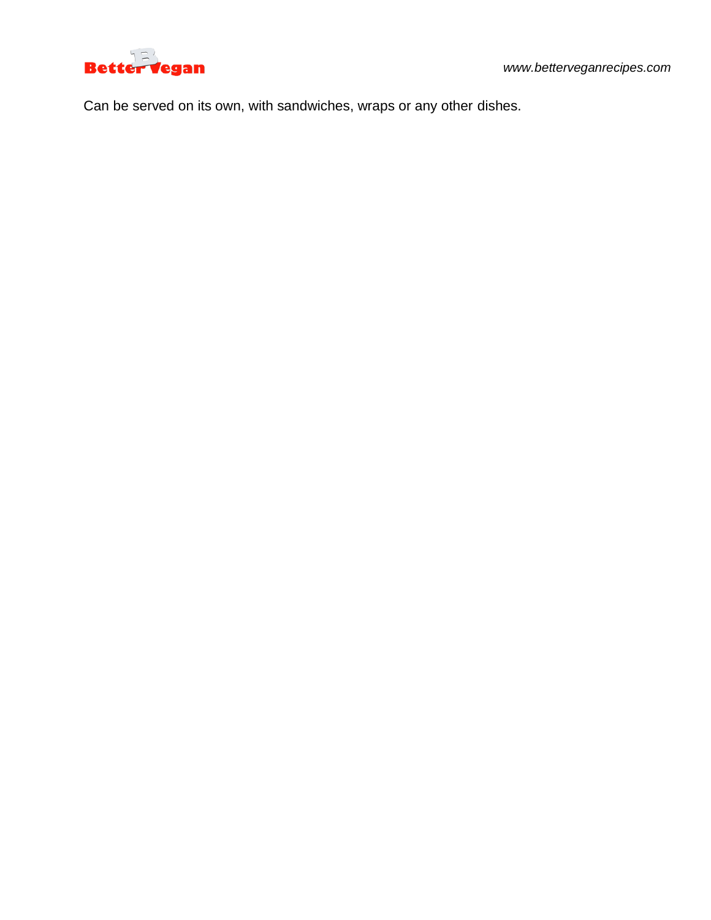Can be served on its own, with sandwiches, wraps or any other dishes.